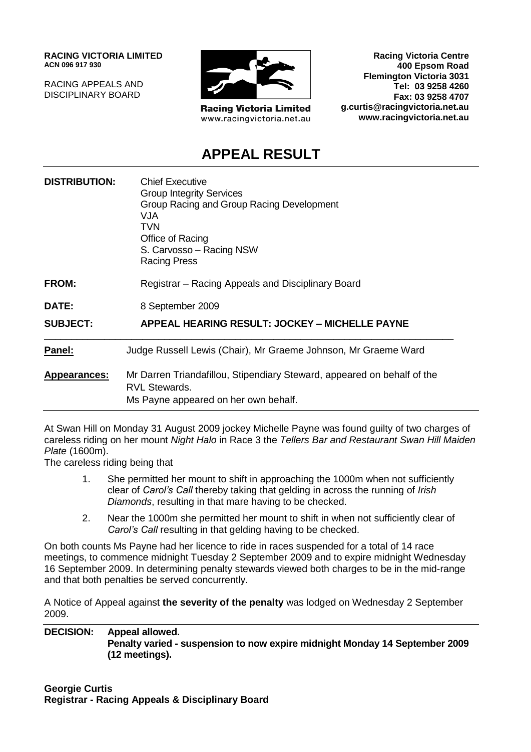**RACING VICTORIA LIMITED**
**ACN 096 917 930**

RACING APPEALS AND
DISCIPLINARY BOARD

**Racing Victoria Limited**
www.racingvictoria.net.au

**Racing Victoria Centre**
**400 Epsom Road**
**Flemington Victoria 3031**
**Tel: 03 9258 4260**
**Fax: 03 9258 4707**
**g.curtis@racingvictoria.net.au**
**www.racingvictoria.net.au**

# APPEAL RESULT

| | |
|---|---|
| **DISTRIBUTION:** | Chief Executive<br>Group Integrity Services<br>Group Racing and Group Racing Development<br>VJA<br>TVN<br>Office of Racing<br>S. Carvosso – Racing NSW<br>Racing Press |
| **FROM:** | Registrar – Racing Appeals and Disciplinary Board |
| **DATE:** | 8 September 2009 |
| **SUBJECT:** | **APPEAL HEARING RESULT: JOCKEY – MICHELLE PAYNE** |
| **Panel:** | Judge Russell Lewis (Chair), Mr Graeme Johnson, Mr Graeme Ward |
| **Appearances:** | Mr Darren Triandafillou, Stipendiary Steward, appeared on behalf of the RVL Stewards.<br>Ms Payne appeared on her own behalf. |

At Swan Hill on Monday 31 August 2009 jockey Michelle Payne was found guilty of two charges of careless riding on her mount *Night Halo* in Race 3 the *Tellers Bar and Restaurant Swan Hill Maiden Plate* (1600m).

The careless riding being that

1. She permitted her mount to shift in approaching the 1000m when not sufficiently clear of *Carol's Call* thereby taking that gelding in across the running of *Irish Diamonds*, resulting in that mare having to be checked.
2. Near the 1000m she permitted her mount to shift in when not sufficiently clear of *Carol's Call* resulting in that gelding having to be checked.

On both counts Ms Payne had her licence to ride in races suspended for a total of 14 race meetings, to commence midnight Tuesday 2 September 2009 and to expire midnight Wednesday 16 September 2009. In determining penalty stewards viewed both charges to be in the mid-range and that both penalties be served concurrently.

A Notice of Appeal against **the severity of the penalty** was lodged on Wednesday 2 September 2009.

**DECISION: Appeal allowed.**
**Penalty varied - suspension to now expire midnight Monday 14 September 2009 (12 meetings).**

**Georgie Curtis**
**Registrar - Racing Appeals & Disciplinary Board**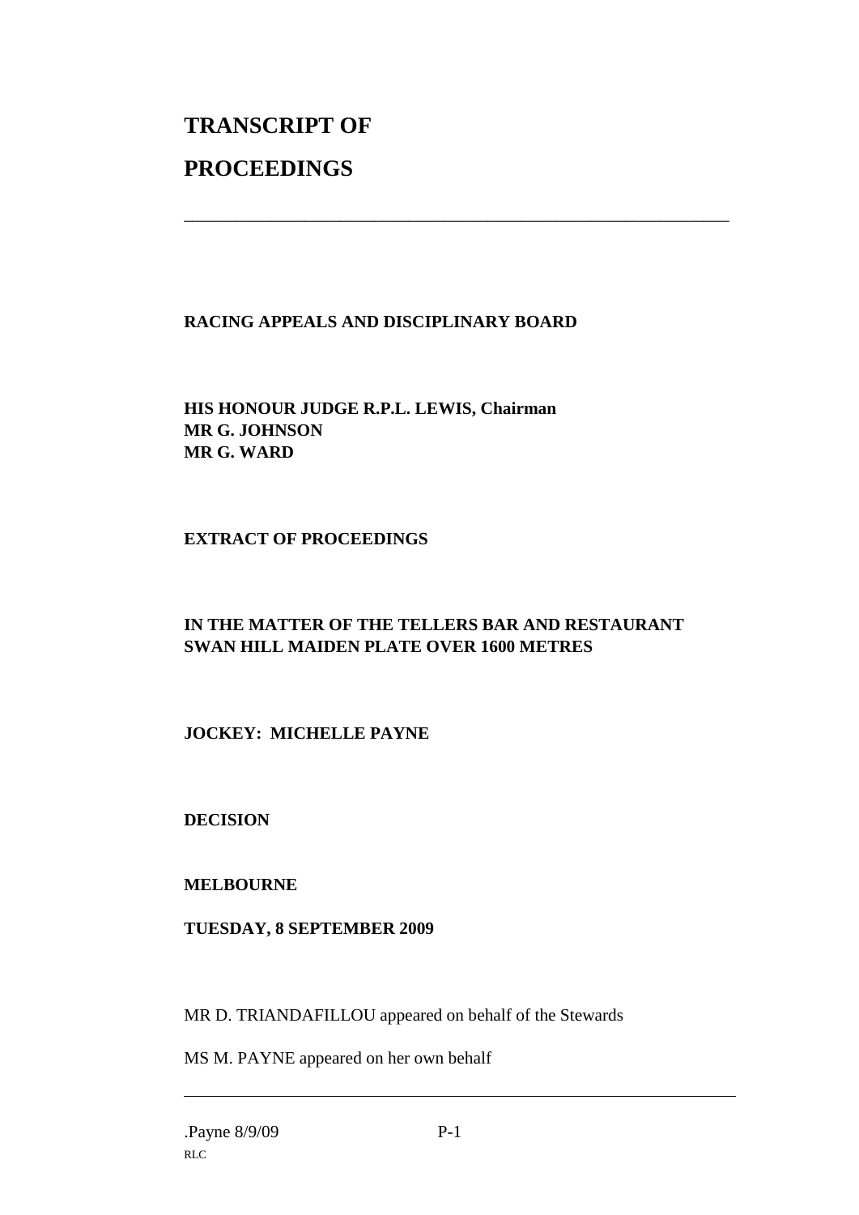# TRANSCRIPT OF

# PROCEEDINGS

---

**RACING APPEALS AND DISCIPLINARY BOARD**

**HIS HONOUR JUDGE R.P.L. LEWIS, Chairman**
**MR G. JOHNSON**
**MR G. WARD**

**EXTRACT OF PROCEEDINGS**

**IN THE MATTER OF THE TELLERS BAR AND RESTAURANT SWAN HILL MAIDEN PLATE OVER 1600 METRES**

**JOCKEY: MICHELLE PAYNE**

**DECISION**

**MELBOURNE**

**TUESDAY, 8 SEPTEMBER 2009**

MR D. TRIANDAFILLOU appeared on behalf of the Stewards

MS M. PAYNE appeared on her own behalf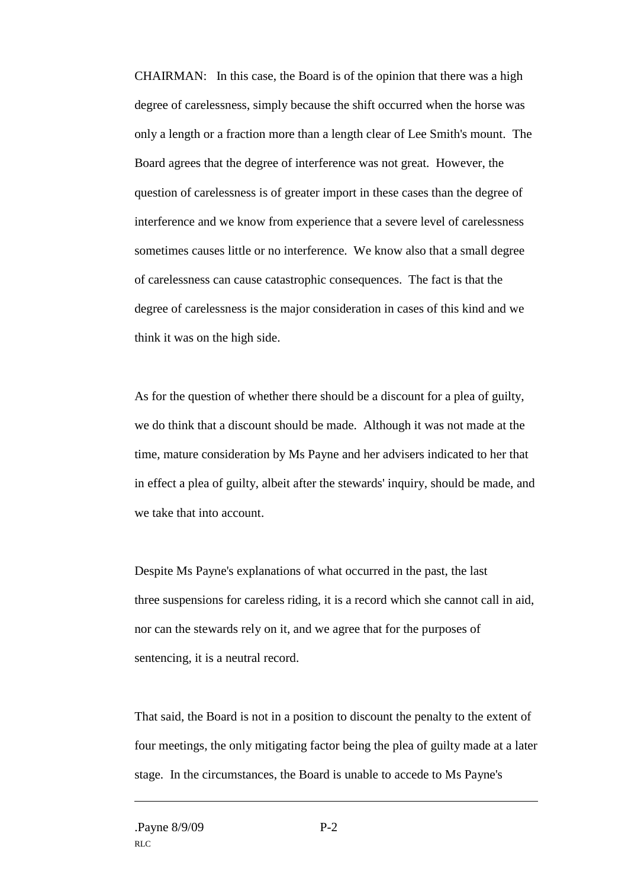CHAIRMAN: In this case, the Board is of the opinion that there was a high degree of carelessness, simply because the shift occurred when the horse was only a length or a fraction more than a length clear of Lee Smith's mount. The Board agrees that the degree of interference was not great. However, the question of carelessness is of greater import in these cases than the degree of interference and we know from experience that a severe level of carelessness sometimes causes little or no interference. We know also that a small degree of carelessness can cause catastrophic consequences. The fact is that the degree of carelessness is the major consideration in cases of this kind and we think it was on the high side.

As for the question of whether there should be a discount for a plea of guilty, we do think that a discount should be made. Although it was not made at the time, mature consideration by Ms Payne and her advisers indicated to her that in effect a plea of guilty, albeit after the stewards' inquiry, should be made, and we take that into account.

Despite Ms Payne's explanations of what occurred in the past, the last three suspensions for careless riding, it is a record which she cannot call in aid, nor can the stewards rely on it, and we agree that for the purposes of sentencing, it is a neutral record.

That said, the Board is not in a position to discount the penalty to the extent of four meetings, the only mitigating factor being the plea of guilty made at a later stage. In the circumstances, the Board is unable to accede to Ms Payne's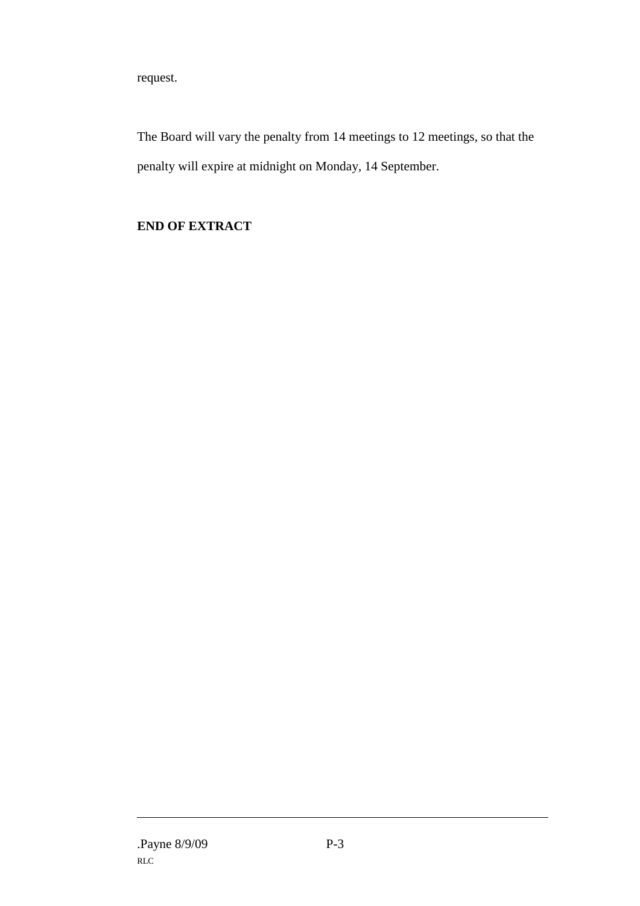request.

The Board will vary the penalty from 14 meetings to 12 meetings, so that the penalty will expire at midnight on Monday, 14 September.

**END OF EXTRACT**